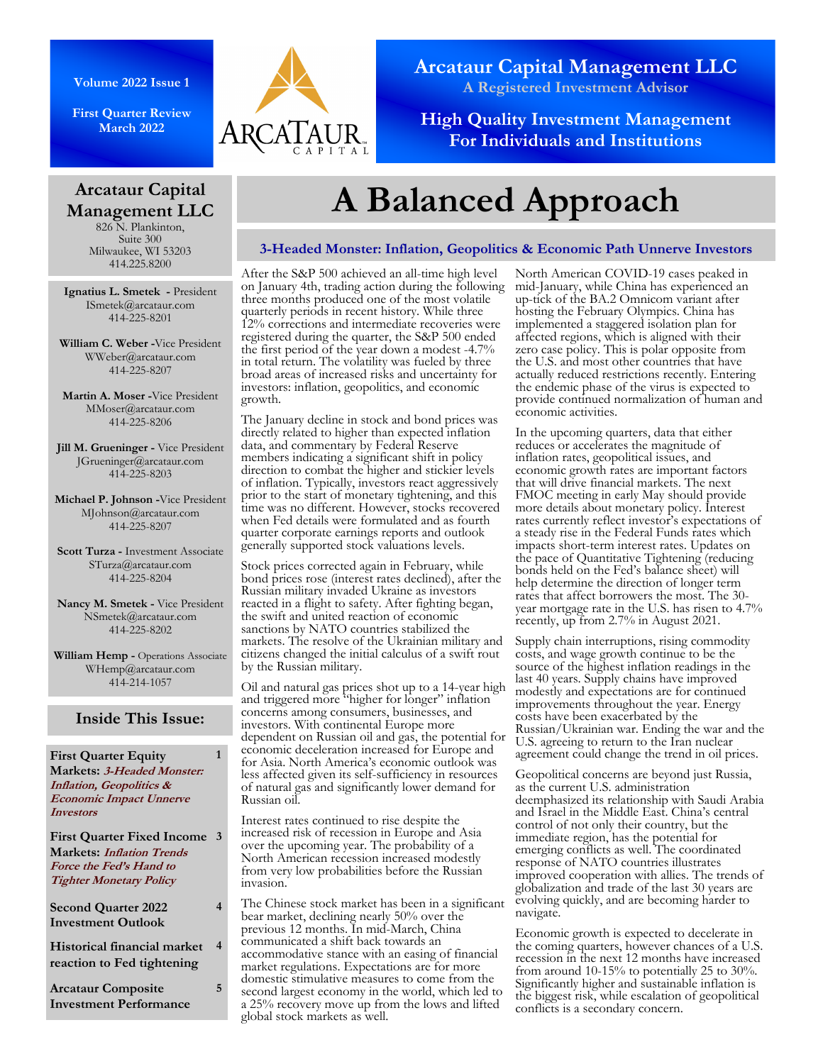Volume 2022 Issue 1

First Quarter Review
March 2022

# Arcataur Capital Management LLC

**A Registered Investment Advisor**

**High Quality Investment Management For Individuals and Institutions**

## Arcataur Capital Management LLC

826 N. Plankinton,
Suite 300
Milwaukee, WI 53203
414.225.8200

**Ignatius L. Smetek** - President
ISmetek@arcataur.com
414-225-8201

**William C. Weber** -Vice President
WWeber@arcataur.com
414-225-8207

**Martin A. Moser** -Vice President
MMoser@arcataur.com
414-225-8206

**Jill M. Grueninger** - Vice President
JGrueninger@arcataur.com
414-225-8203

**Michael P. Johnson** -Vice President
MJohnson@arcataur.com
414-225-8207

**Scott Turza** - Investment Associate
STurza@arcataur.com
414-225-8204

**Nancy M. Smetek** - Vice President
NSmetek@arcataur.com
414-225-8202

**William Hemp** - Operations Associate
WHemp@arcataur.com
414-214-1057

## Inside This Issue:

| | |
|---|---|
| **First Quarter Equity Markets:** ***3-Headed Monster: Inflation, Geopolitics & Economic Impact Unnerve Investors*** | 1 |
| **First Quarter Fixed Income Markets:** ***Inflation Trends Force the Fed's Hand to Tighter Monetary Policy*** | 3 |
| **Second Quarter 2022 Investment Outlook** | 4 |
| **Historical financial market reaction to Fed tightening** | 4 |
| **Arcataur Composite Investment Performance** | 5 |

# A Balanced Approach

### 3-Headed Monster: Inflation, Geopolitics & Economic Path Unnerve Investors

After the S&P 500 achieved an all-time high level on January 4th, trading action during the following three months produced one of the most volatile quarterly periods in recent history. While three 12% corrections and intermediate recoveries were registered during the quarter, the S&P 500 ended the first period of the year down a modest -4.7% in total return. The volatility was fueled by three broad areas of increased risks and uncertainty for investors: inflation, geopolitics, and economic growth.

The January decline in stock and bond prices was directly related to higher than expected inflation data, and commentary by Federal Reserve members indicating a significant shift in policy direction to combat the higher and stickier levels of inflation. Typically, investors react aggressively prior to the start of monetary tightening, and this time was no different. However, stocks recovered when Fed details were formulated and as fourth quarter corporate earnings reports and outlook generally supported stock valuations levels.

Stock prices corrected again in February, while bond prices rose (interest rates declined), after the Russian military invaded Ukraine as investors reacted in a flight to safety. After fighting began, the swift and united reaction of economic sanctions by NATO countries stabilized the markets. The resolve of the Ukrainian military and citizens changed the initial calculus of a swift rout by the Russian military.

Oil and natural gas prices shot up to a 14-year high and triggered more "higher for longer" inflation concerns among consumers, businesses, and investors. With continental Europe more dependent on Russian oil and gas, the potential for economic deceleration increased for Europe and for Asia. North America's economic outlook was less affected given its self-sufficiency in resources of natural gas and significantly lower demand for Russian oil.

Interest rates continued to rise despite the increased risk of recession in Europe and Asia over the upcoming year. The probability of a North American recession increased modestly from very low probabilities before the Russian invasion.

The Chinese stock market has been in a significant bear market, declining nearly 50% over the previous 12 months. In mid-March, China communicated a shift back towards an accommodative stance with an easing of financial market regulations. Expectations are for more domestic stimulative measures to come from the second largest economy in the world, which led to a 25% recovery move up from the lows and lifted global stock markets as well.

North American COVID-19 cases peaked in mid-January, while China has experienced an up-tick of the BA.2 Omnicom variant after hosting the February Olympics. China has implemented a staggered isolation plan for affected regions, which is aligned with their zero case policy. This is polar opposite from the U.S. and most other countries that have actually reduced restrictions recently. Entering the endemic phase of the virus is expected to provide continued normalization of human and economic activities.

In the upcoming quarters, data that either reduces or accelerates the magnitude of inflation rates, geopolitical issues, and economic growth rates are important factors that will drive financial markets. The next FMOC meeting in early May should provide more details about monetary policy. Interest rates currently reflect investor's expectations of a steady rise in the Federal Funds rates which impacts short-term interest rates. Updates on the pace of Quantitative Tightening (reducing bonds held on the Fed's balance sheet) will help determine the direction of longer term rates that affect borrowers the most. The 30-year mortgage rate in the U.S. has risen to 4.7% recently, up from 2.7% in August 2021.

Supply chain interruptions, rising commodity costs, and wage growth continue to be the source of the highest inflation readings in the last 40 years. Supply chains have improved modestly and expectations are for continued improvements throughout the year. Energy costs have been exacerbated by the Russian/Ukrainian war. Ending the war and the U.S. agreeing to return to the Iran nuclear agreement could change the trend in oil prices.

Geopolitical concerns are beyond just Russia, as the current U.S. administration deemphasized its relationship with Saudi Arabia and Israel in the Middle East. China's central control of not only their country, but the immediate region, has the potential for emerging conflicts as well. The coordinated response of NATO countries illustrates improved cooperation with allies. The trends of globalization and trade of the last 30 years are evolving quickly, and are becoming harder to navigate.

Economic growth is expected to decelerate in the coming quarters, however chances of a U.S. recession in the next 12 months have increased from around 10-15% to potentially 25 to 30%. Significantly higher and sustainable inflation is the biggest risk, while escalation of geopolitical conflicts is a secondary concern.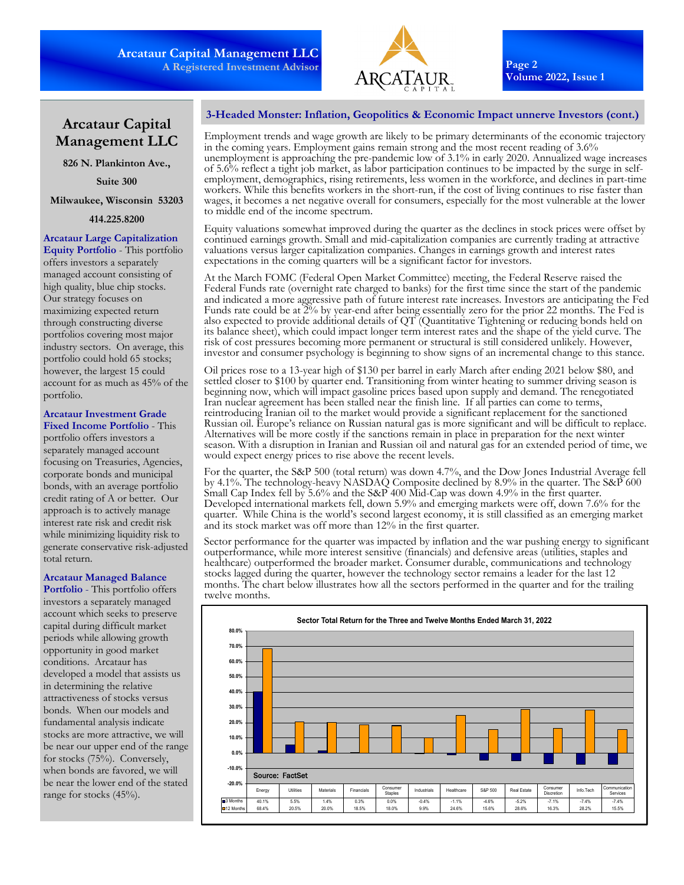# Arcataur Capital Management LLC

**826 N. Plankinton Ave.,**

**Suite 300**

**Milwaukee, Wisconsin 53203**

**414.225.8200**

**Arcataur Large Capitalization Equity Portfolio** - This portfolio offers investors a separately managed account consisting of high quality, blue chip stocks. Our strategy focuses on maximizing expected return through constructing diverse portfolios covering most major industry sectors. On average, this portfolio could hold 65 stocks; however, the largest 15 could account for as much as 45% of the portfolio.

**Arcataur Investment Grade Fixed Income Portfolio** - This portfolio offers investors a separately managed account focusing on Treasuries, Agencies, corporate bonds and municipal bonds, with an average portfolio credit rating of A or better. Our approach is to actively manage interest rate risk and credit risk while minimizing liquidity risk to generate conservative risk-adjusted total return.

**Arcataur Managed Balance Portfolio** - This portfolio offers investors a separately managed account which seeks to preserve capital during difficult market periods while allowing growth opportunity in good market conditions. Arcataur has developed a model that assists us in determining the relative attractiveness of stocks versus bonds. When our models and fundamental analysis indicate stocks are more attractive, we will be near our upper end of the range for stocks (75%). Conversely, when bonds are favored, we will be near the lower end of the stated range for stocks (45%).

## 3-Headed Monster: Inflation, Geopolitics & Economic Impact unnerve Investors (cont.)

Employment trends and wage growth are likely to be primary determinants of the economic trajectory in the coming years. Employment gains remain strong and the most recent reading of 3.6% unemployment is approaching the pre-pandemic low of 3.1% in early 2020. Annualized wage increases of 5.6% reflect a tight job market, as labor participation continues to be impacted by the surge in self-employment, demographics, rising retirements, less women in the workforce, and declines in part-time workers. While this benefits workers in the short-run, if the cost of living continues to rise faster than wages, it becomes a net negative overall for consumers, especially for the most vulnerable at the lower to middle end of the income spectrum.

Equity valuations somewhat improved during the quarter as the declines in stock prices were offset by continued earnings growth. Small and mid-capitalization companies are currently trading at attractive valuations versus larger capitalization companies. Changes in earnings growth and interest rates expectations in the coming quarters will be a significant factor for investors.

At the March FOMC (Federal Open Market Committee) meeting, the Federal Reserve raised the Federal Funds rate (overnight rate charged to banks) for the first time since the start of the pandemic and indicated a more aggressive path of future interest rate increases. Investors are anticipating the Fed Funds rate could be at 2% by year-end after being essentially zero for the prior 22 months. The Fed is also expected to provide additional details of QT (Quantitative Tightening or reducing bonds held on its balance sheet), which could impact longer term interest rates and the shape of the yield curve. The risk of cost pressures becoming more permanent or structural is still considered unlikely. However, investor and consumer psychology is beginning to show signs of an incremental change to this stance.

Oil prices rose to a 13-year high of $130 per barrel in early March after ending 2021 below $80, and settled closer to $100 by quarter end. Transitioning from winter heating to summer driving season is beginning now, which will impact gasoline prices based upon supply and demand. The renegotiated Iran nuclear agreement has been stalled near the finish line. If all parties can come to terms, reintroducing Iranian oil to the market would provide a significant replacement for the sanctioned Russian oil. Europe's reliance on Russian natural gas is more significant and will be difficult to replace. Alternatives will be more costly if the sanctions remain in place in preparation for the next winter season. With a disruption in Iranian and Russian oil and natural gas for an extended period of time, we would expect energy prices to rise above the recent levels.

For the quarter, the S&P 500 (total return) was down 4.7%, and the Dow Jones Industrial Average fell by 4.1%. The technology-heavy NASDAQ Composite declined by 8.9% in the quarter. The S&P 600 Small Cap Index fell by 5.6% and the S&P 400 Mid-Cap was down 4.9% in the first quarter. Developed international markets fell, down 5.9% and emerging markets were off, down 7.6% for the quarter. While China is the world's second largest economy, it is still classified as an emerging market and its stock market was off more than 12% in the first quarter.

Sector performance for the quarter was impacted by inflation and the war pushing energy to significant outperformance, while more interest sensitive (financials) and defensive areas (utilities, staples and healthcare) outperformed the broader market. Consumer durable, communications and technology stocks lagged during the quarter, however the technology sector remains a leader for the last 12 months. The chart below illustrates how all the sectors performed in the quarter and for the trailing twelve months.

**Sector Total Return for the Three and Twelve Months Ended March 31, 2022**

| | Energy | Utilities | Materials | Financials | Consumer Staples | Industrials | Healthcare | S&P 500 | Real Estate | Consumer Discretion | Info.Tech | Communication Services |
|---|---|---|---|---|---|---|---|---|---|---|---|---|
| 3 Months | 40.1% | 5.5% | 1.4% | 0.3% | 0.0% | -0.4% | -1.1% | -4.6% | -5.2% | -7.1% | -7.4% | -7.4% |
| 12 Months | 68.4% | 20.5% | 20.0% | 18.5% | 18.0% | 9.9% | 24.6% | 15.6% | 28.6% | 16.3% | 28.2% | 15.5% |

Source: FactSet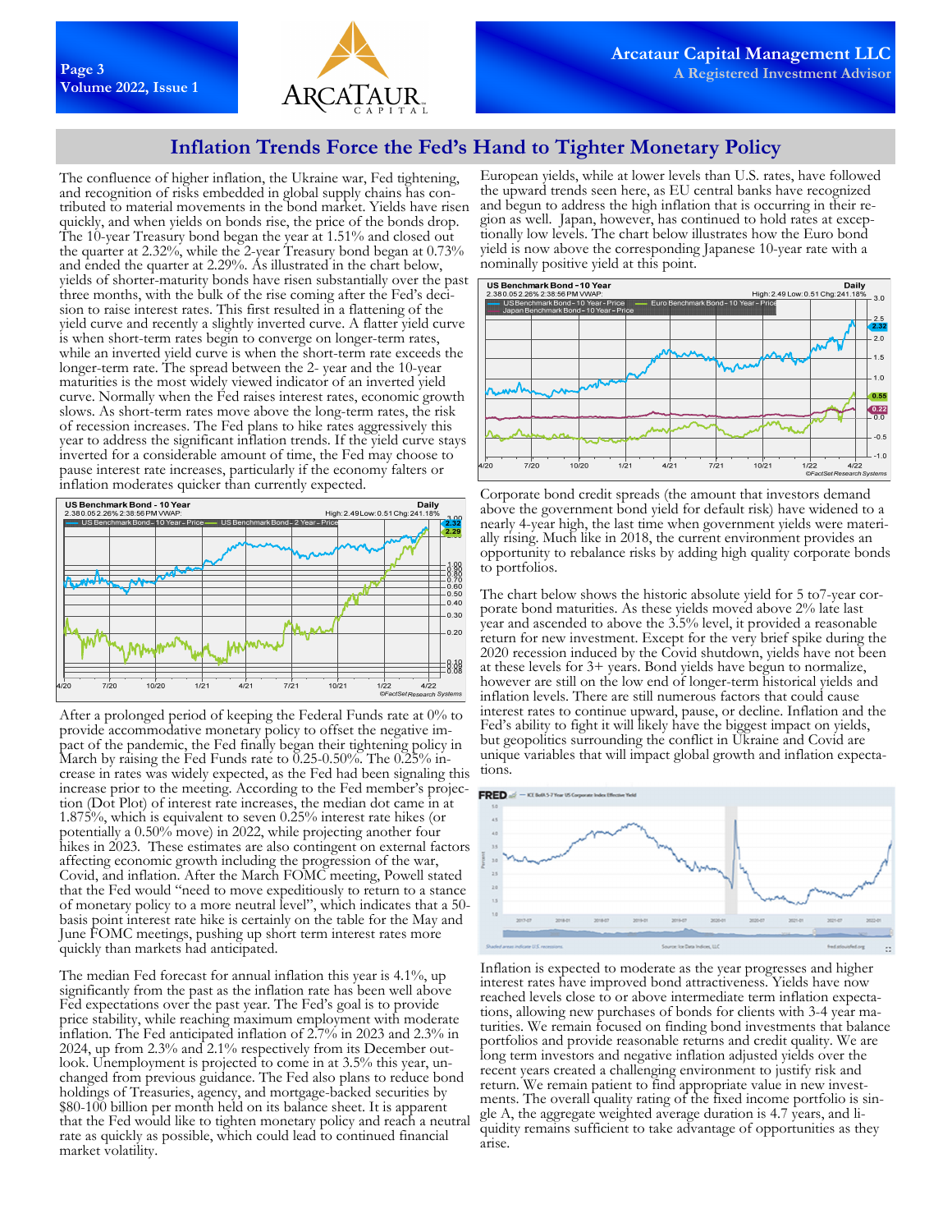## Inflation Trends Force the Fed's Hand to Tighter Monetary Policy

The confluence of higher inflation, the Ukraine war, Fed tightening, and recognition of risks embedded in global supply chains has contributed to material movements in the bond market. Yields have risen quickly, and when yields on bonds rise, the price of the bonds drop. The 10-year Treasury bond began the year at 1.51% and closed out the quarter at 2.32%, while the 2-year Treasury bond began at 0.73% and ended the quarter at 2.29%. As illustrated in the chart below, yields of shorter-maturity bonds have risen substantially over the past three months, with the bulk of the rise coming after the Fed's decision to raise interest rates. This first resulted in a flattening of the yield curve and recently a slightly inverted curve. A flatter yield curve is when short-term rates begin to converge on longer-term rates, while an inverted yield curve is when the short-term rate exceeds the longer-term rate. The spread between the 2- year and the 10-year maturities is the most widely viewed indicator of an inverted yield curve. Normally when the Fed raises interest rates, economic growth slows. As short-term rates move above the long-term rates, the risk of recession increases. The Fed plans to hike rates aggressively this year to address the significant inflation trends. If the yield curve stays inverted for a considerable amount of time, the Fed may choose to pause interest rate increases, particularly if the economy falters or inflation moderates quicker than currently expected.

After a prolonged period of keeping the Federal Funds rate at 0% to provide accommodative monetary policy to offset the negative impact of the pandemic, the Fed finally began their tightening policy in March by raising the Fed Funds rate to 0.25-0.50%. The 0.25% increase in rates was widely expected, as the Fed had been signaling this increase prior to the meeting. According to the Fed member's projection (Dot Plot) of interest rate increases, the median dot came in at 1.875%, which is equivalent to seven 0.25% interest rate hikes (or potentially a 0.50% move) in 2022, while projecting another four hikes in 2023. These estimates are also contingent on external factors affecting economic growth including the progression of the war, Covid, and inflation. After the March FOMC meeting, Powell stated that the Fed would "need to move expeditiously to return to a stance of monetary policy to a more neutral level", which indicates that a 50-basis point interest rate hike is certainly on the table for the May and June FOMC meetings, pushing up short term interest rates more quickly than markets had anticipated.

The median Fed forecast for annual inflation this year is 4.1%, up significantly from the past as the inflation rate has been well above Fed expectations over the past year. The Fed's goal is to provide price stability, while reaching maximum employment with moderate inflation. The Fed anticipated inflation of 2.7% in 2023 and 2.3% in 2024, up from 2.3% and 2.1% respectively from its December outlook. Unemployment is projected to come in at 3.5% this year, unchanged from previous guidance. The Fed also plans to reduce bond holdings of Treasuries, agency, and mortgage-backed securities by $80-100 billion per month held on its balance sheet. It is apparent that the Fed would like to tighten monetary policy and reach a neutral rate as quickly as possible, which could lead to continued financial market volatility.

European yields, while at lower levels than U.S. rates, have followed the upward trends seen here, as EU central banks have recognized and begun to address the high inflation that is occurring in their region as well. Japan, however, has continued to hold rates at exceptionally low levels. The chart below illustrates how the Euro bond yield is now above the corresponding Japanese 10-year rate with a nominally positive yield at this point.

Corporate bond credit spreads (the amount that investors demand above the government bond yield for default risk) have widened to a nearly 4-year high, the last time when government yields were materially rising. Much like in 2018, the current environment provides an opportunity to rebalance risks by adding high quality corporate bonds to portfolios.

The chart below shows the historic absolute yield for 5 to7-year corporate bond maturities. As these yields moved above 2% late last year and ascended to above the 3.5% level, it provided a reasonable return for new investment. Except for the very brief spike during the 2020 recession induced by the Covid shutdown, yields have not been at these levels for 3+ years. Bond yields have begun to normalize, however are still on the low end of longer-term historical yields and inflation levels. There are still numerous factors that could cause interest rates to continue upward, pause, or decline. Inflation and the Fed's ability to fight it will likely have the biggest impact on yields, but geopolitics surrounding the conflict in Ukraine and Covid are unique variables that will impact global growth and inflation expectations.

Inflation is expected to moderate as the year progresses and higher interest rates have improved bond attractiveness. Yields have now reached levels close to or above intermediate term inflation expectations, allowing new purchases of bonds for clients with 3-4 year maturities. We remain focused on finding bond investments that balance portfolios and provide reasonable returns and credit quality. We are long term investors and negative inflation adjusted yields over the recent years created a challenging environment to justify risk and return. We remain patient to find appropriate value in new investments. The overall quality rating of the fixed income portfolio is single A, the aggregate weighted average duration is 4.7 years, and liquidity remains sufficient to take advantage of opportunities as they arise.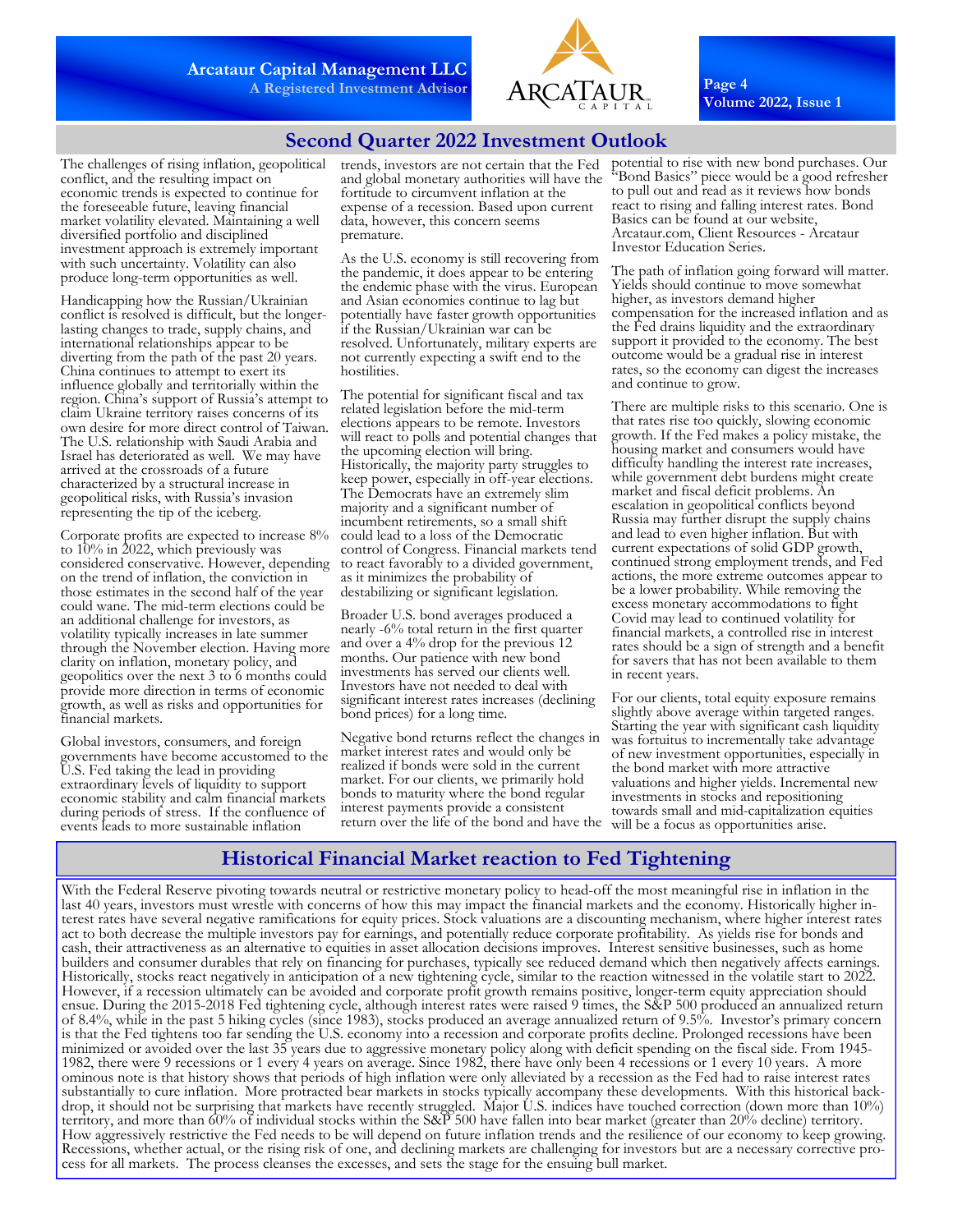## Second Quarter 2022 Investment Outlook

The challenges of rising inflation, geopolitical conflict, and the resulting impact on economic trends is expected to continue for the foreseeable future, leaving financial market volatility elevated. Maintaining a well diversified portfolio and disciplined investment approach is extremely important with such uncertainty. Volatility can also produce long-term opportunities as well.

Handicapping how the Russian/Ukrainian conflict is resolved is difficult, but the longer-lasting changes to trade, supply chains, and international relationships appear to be diverting from the path of the past 20 years. China continues to attempt to exert its influence globally and territorially within the region. China's support of Russia's attempt to claim Ukraine territory raises concerns of its own desire for more direct control of Taiwan. The U.S. relationship with Saudi Arabia and Israel has deteriorated as well. We may have arrived at the crossroads of a future characterized by a structural increase in geopolitical risks, with Russia's invasion representing the tip of the iceberg.

Corporate profits are expected to increase 8% to 10% in 2022, which previously was considered conservative. However, depending on the trend of inflation, the conviction in those estimates in the second half of the year could wane. The mid-term elections could be an additional challenge for investors, as volatility typically increases in late summer through the November election. Having more clarity on inflation, monetary policy, and geopolitics over the next 3 to 6 months could provide more direction in terms of economic growth, as well as risks and opportunities for financial markets.

Global investors, consumers, and foreign governments have become accustomed to the U.S. Fed taking the lead in providing extraordinary levels of liquidity to support economic stability and calm financial markets during periods of stress. If the confluence of events leads to more sustainable inflation trends, investors are not certain that the Fed and global monetary authorities will have the fortitude to circumvent inflation at the expense of a recession. Based upon current data, however, this concern seems premature.

As the U.S. economy is still recovering from the pandemic, it does appear to be entering the endemic phase with the virus. European and Asian economies continue to lag but potentially have faster growth opportunities if the Russian/Ukrainian war can be resolved. Unfortunately, military experts are not currently expecting a swift end to the hostilities.

The potential for significant fiscal and tax related legislation before the mid-term elections appears to be remote. Investors will react to polls and potential changes that the upcoming election will bring. Historically, the majority party struggles to keep power, especially in off-year elections. The Democrats have an extremely slim majority and a significant number of incumbent retirements, so a small shift could lead to a loss of the Democratic control of Congress. Financial markets tend to react favorably to a divided government, as it minimizes the probability of destabilizing or significant legislation.

Broader U.S. bond averages produced a nearly -6% total return in the first quarter and over a 4% drop for the previous 12 months. Our patience with new bond investments has served our clients well. Investors have not needed to deal with significant interest rates increases (declining bond prices) for a long time.

Negative bond returns reflect the changes in market interest rates and would only be realized if bonds were sold in the current market. For our clients, we primarily hold bonds to maturity where the bond regular interest payments provide a consistent return over the life of the bond and have the potential to rise with new bond purchases. Our "Bond Basics" piece would be a good refresher to pull out and read as it reviews how bonds react to rising and falling interest rates. Bond Basics can be found at our website, Arcataur.com, Client Resources - Arcataur Investor Education Series.

The path of inflation going forward will matter. Yields should continue to move somewhat higher, as investors demand higher compensation for the increased inflation and as the Fed drains liquidity and the extraordinary support it provided to the economy. The best outcome would be a gradual rise in interest rates, so the economy can digest the increases and continue to grow.

There are multiple risks to this scenario. One is that rates rise too quickly, slowing economic growth. If the Fed makes a policy mistake, the housing market and consumers would have difficulty handling the interest rate increases, while government debt burdens might create market and fiscal deficit problems. An escalation in geopolitical conflicts beyond Russia may further disrupt the supply chains and lead to even higher inflation. But with current expectations of solid GDP growth, continued strong employment trends, and Fed actions, the more extreme outcomes appear to be a lower probability. While removing the excess monetary accommodations to fight Covid may lead to continued volatility for financial markets, a controlled rise in interest rates should be a sign of strength and a benefit for savers that has not been available to them in recent years.

For our clients, total equity exposure remains slightly above average within targeted ranges. Starting the year with significant cash liquidity was fortuitus to incrementally take advantage of new investment opportunities, especially in the bond market with more attractive valuations and higher yields. Incremental new investments in stocks and repositioning towards small and mid-capitalization equities will be a focus as opportunities arise.

## Historical Financial Market reaction to Fed Tightening

With the Federal Reserve pivoting towards neutral or restrictive monetary policy to head-off the most meaningful rise in inflation in the last 40 years, investors must wrestle with concerns of how this may impact the financial markets and the economy. Historically higher interest rates have several negative ramifications for equity prices. Stock valuations are a discounting mechanism, where higher interest rates act to both decrease the multiple investors pay for earnings, and potentially reduce corporate profitability. As yields rise for bonds and cash, their attractiveness as an alternative to equities in asset allocation decisions improves. Interest sensitive businesses, such as home builders and consumer durables that rely on financing for purchases, typically see reduced demand which then negatively affects earnings. Historically, stocks react negatively in anticipation of a new tightening cycle, similar to the reaction witnessed in the volatile start to 2022. However, if a recession ultimately can be avoided and corporate profit growth remains positive, longer-term equity appreciation should ensue. During the 2015-2018 Fed tightening cycle, although interest rates were raised 9 times, the S&P 500 produced an annualized return of 8.4%, while in the past 5 hiking cycles (since 1983), stocks produced an average annualized return of 9.5%. Investor's primary concern is that the Fed tightens too far sending the U.S. economy into a recession and corporate profits decline. Prolonged recessions have been minimized or avoided over the last 35 years due to aggressive monetary policy along with deficit spending on the fiscal side. From 1945-1982, there were 9 recessions or 1 every 4 years on average. Since 1982, there have only been 4 recessions or 1 every 10 years. A more ominous note is that history shows that periods of high inflation were only alleviated by a recession as the Fed had to raise interest rates substantially to cure inflation. More protracted bear markets in stocks typically accompany these developments. With this historical backdrop, it should not be surprising that markets have recently struggled. Major U.S. indices have touched correction (down more than 10%) territory, and more than 60% of individual stocks within the S&P 500 have fallen into bear market (greater than 20% decline) territory. How aggressively restrictive the Fed needs to be will depend on future inflation trends and the resilience of our economy to keep growing. Recessions, whether actual, or the rising risk of one, and declining markets are challenging for investors but are a necessary corrective process for all markets. The process cleanses the excesses, and sets the stage for the ensuing bull market.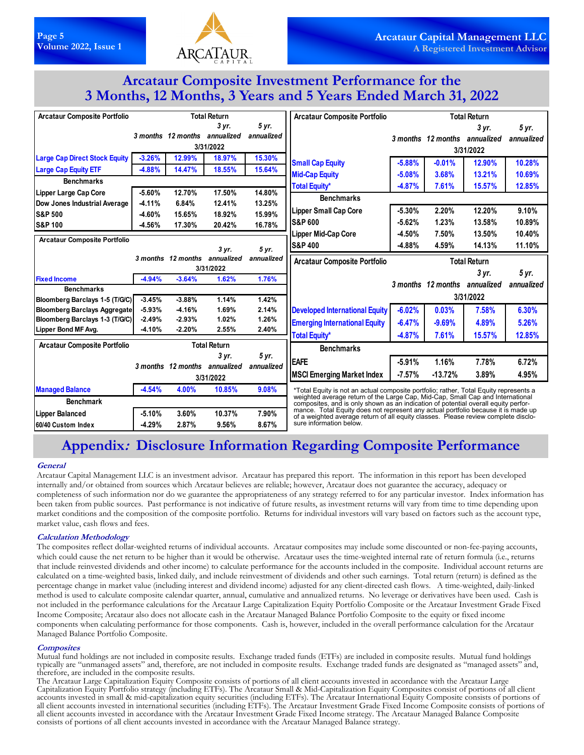# Arcataur Composite Investment Performance for the 3 Months, 12 Months, 3 Years and 5 Years Ended March 31, 2022

| Arcataur Composite Portfolio | Total Return | | | |
|---|---|---|---|---|
| | 3 months | 12 months | 3 yr. annualized | 5 yr. annualized |
| | 3/31/2022 | | | |
| Large Cap Direct Stock Equity | -3.26% | 12.99% | 18.97% | 15.30% |
| Large Cap Equity ETF | -4.88% | 14.47% | 18.55% | 15.64% |
| **Benchmarks** | | | | |
| Lipper Large Cap Core | -5.60% | 12.70% | 17.50% | 14.80% |
| Dow Jones Industrial Average | -4.11% | 6.84% | 12.41% | 13.25% |
| S&P 500 | -4.60% | 15.65% | 18.92% | 15.99% |
| S&P 100 | -4.56% | 17.30% | 20.42% | 16.78% |

| Arcataur Composite Portfolio | | | | |
|---|---|---|---|---|
| | 3 months | 12 months | 3 yr. annualized | 5 yr. annualized |
| | 3/31/2022 | | | |
| Fixed Income | -4.94% | -3.64% | 1.62% | 1.76% |
| **Benchmarks** | | | | |
| Bloomberg Barclays 1-5 (T/G/C) | -3.45% | -3.88% | 1.14% | 1.42% |
| Bloomberg Barclays Aggregate | -5.93% | -4.16% | 1.69% | 2.14% |
| Bloomberg Barclays 1-3 (T/G/C) | -2.49% | -2.93% | 1.02% | 1.26% |
| Lipper Bond MF Avg. | -4.10% | -2.20% | 2.55% | 2.40% |

| Arcataur Composite Portfolio | Total Return | | | |
|---|---|---|---|---|
| | 3 months | 12 months | 3 yr. annualized | 5 yr. annualized |
| | 3/31/2022 | | | |
| Managed Balance | -4.54% | 4.00% | 10.85% | 9.08% |
| **Benchmark** | | | | |
| Lipper Balanced | -5.10% | 3.60% | 10.37% | 7.90% |
| 60/40 Custom Index | -4.29% | 2.87% | 9.56% | 8.67% |

| Arcataur Composite Portfolio | Total Return | | | |
|---|---|---|---|---|
| | 3 months | 12 months | 3 yr. annualized | 5 yr. annualized |
| | 3/31/2022 | | | |
| Small Cap Equity | -5.88% | -0.01% | 12.90% | 10.28% |
| Mid-Cap Equity | -5.08% | 3.68% | 13.21% | 10.69% |
| Total Equity* | -4.87% | 7.61% | 15.57% | 12.85% |
| **Benchmarks** | | | | |
| Lipper Small Cap Core | -5.30% | 2.20% | 12.20% | 9.10% |
| S&P 600 | -5.62% | 1.23% | 13.58% | 10.89% |
| Lipper Mid-Cap Core | -4.50% | 7.50% | 13.50% | 10.40% |
| S&P 400 | -4.88% | 4.59% | 14.13% | 11.10% |

| Arcataur Composite Portfolio | Total Return | | | |
|---|---|---|---|---|
| | 3 months | 12 months | 3 yr. annualized | 5 yr. annualized |
| | 3/31/2022 | | | |
| Developed International Equity | -6.02% | 0.03% | 7.58% | 6.30% |
| Emerging International Equity | -6.47% | -9.69% | 4.89% | 5.26% |
| Total Equity* | -4.87% | 7.61% | 15.57% | 12.85% |
| **Benchmarks** | | | | |
| EAFE | -5.91% | 1.16% | 7.78% | 6.72% |
| MSCI Emerging Market Index | -7.57% | -13.72% | 3.89% | 4.95% |

*Total Equity is not an actual composite portfolio; rather, Total Equity represents a weighted average return of the Large Cap, Mid-Cap, Small Cap and International composites, and is only shown as an indication of potential overall equity performance. Total Equity does not represent any actual portfolio because it is made up of a weighted average return of all equity classes. Please review complete disclosure information below.

# Appendix*:* Disclosure Information Regarding Composite Performance

***General***

Arcataur Capital Management LLC is an investment advisor. Arcataur has prepared this report. The information in this report has been developed internally and/or obtained from sources which Arcataur believes are reliable; however, Arcataur does not guarantee the accuracy, adequacy or completeness of such information nor do we guarantee the appropriateness of any strategy referred to for any particular investor. Index information has been taken from public sources. Past performance is not indicative of future results, as investment returns will vary from time to time depending upon market conditions and the composition of the composite portfolio. Returns for individual investors will vary based on factors such as the account type, market value, cash flows and fees.

***Calculation Methodology***

The composites reflect dollar-weighted returns of individual accounts. Arcataur composites may include some discounted or non-fee-paying accounts, which could cause the net return to be higher than it would be otherwise. Arcataur uses the time-weighted internal rate of return formula (i.e., returns that include reinvested dividends and other income) to calculate performance for the accounts included in the composite. Individual account returns are calculated on a time-weighted basis, linked daily, and include reinvestment of dividends and other such earnings. Total return (return) is defined as the percentage change in market value (including interest and dividend income) adjusted for any client-directed cash flows. A time-weighted, daily-linked method is used to calculate composite calendar quarter, annual, cumulative and annualized returns. No leverage or derivatives have been used. Cash is not included in the performance calculations for the Arcataur Large Capitalization Equity Portfolio Composite or the Arcataur Investment Grade Fixed Income Composite; Arcataur also does not allocate cash in the Arcataur Managed Balance Portfolio Composite to the equity or fixed income components when calculating performance for those components. Cash is, however, included in the overall performance calculation for the Arcataur Managed Balance Portfolio Composite.

***Composites***

Mutual fund holdings are not included in composite results. Exchange traded funds (ETFs) are included in composite results. Mutual fund holdings typically are "unmanaged assets" and, therefore, are not included in composite results. Exchange traded funds are designated as "managed assets" and, therefore, are included in the composite results.

The Arcataur Large Capitalization Equity Composite consists of portions of all client accounts invested in accordance with the Arcataur Large Capitalization Equity Portfolio strategy (including ETFs). The Arcataur Small & Mid-Capitalization Equity Composites consist of portions of all client accounts invested in small & mid-capitalization equity securities (including ETFs). The Arcataur International Equity Composite consists of portions of all client accounts invested in international securities (including ETFs). The Arcataur Investment Grade Fixed Income Composite consists of portions of all client accounts invested in accordance with the Arcataur Investment Grade Fixed Income strategy. The Arcataur Managed Balance Composite consists of portions of all client accounts invested in accordance with the Arcataur Managed Balance strategy.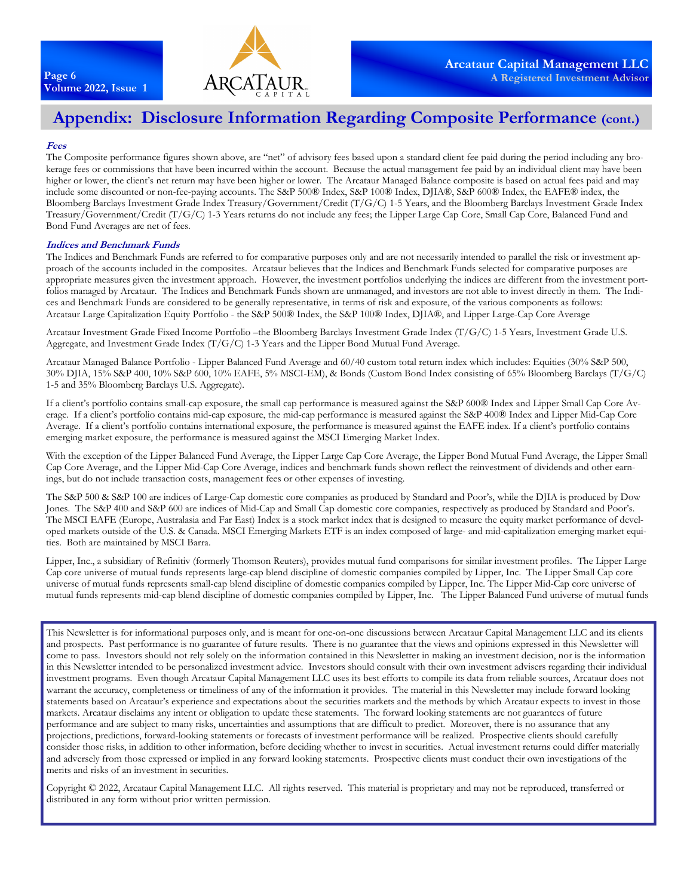## Appendix: Disclosure Information Regarding Composite Performance (cont.)

***Fees***

The Composite performance figures shown above, are "net" of advisory fees based upon a standard client fee paid during the period including any brokerage fees or commissions that have been incurred within the account. Because the actual management fee paid by an individual client may have been higher or lower, the client's net return may have been higher or lower. The Arcataur Managed Balance composite is based on actual fees paid and may include some discounted or non-fee-paying accounts. The S&P 500® Index, S&P 100® Index, DJIA®, S&P 600® Index, the EAFE® index, the Bloomberg Barclays Investment Grade Index Treasury/Government/Credit (T/G/C) 1-5 Years, and the Bloomberg Barclays Investment Grade Index Treasury/Government/Credit (T/G/C) 1-3 Years returns do not include any fees; the Lipper Large Cap Core, Small Cap Core, Balanced Fund and Bond Fund Averages are net of fees.

***Indices and Benchmark Funds***

The Indices and Benchmark Funds are referred to for comparative purposes only and are not necessarily intended to parallel the risk or investment approach of the accounts included in the composites. Arcataur believes that the Indices and Benchmark Funds selected for comparative purposes are appropriate measures given the investment approach. However, the investment portfolios underlying the indices are different from the investment portfolios managed by Arcataur. The Indices and Benchmark Funds shown are unmanaged, and investors are not able to invest directly in them. The Indices and Benchmark Funds are considered to be generally representative, in terms of risk and exposure, of the various components as follows:
Arcataur Large Capitalization Equity Portfolio - the S&P 500® Index, the S&P 100® Index, DJIA®, and Lipper Large-Cap Core Average

Arcataur Investment Grade Fixed Income Portfolio –the Bloomberg Barclays Investment Grade Index (T/G/C) 1-5 Years, Investment Grade U.S. Aggregate, and Investment Grade Index (T/G/C) 1-3 Years and the Lipper Bond Mutual Fund Average.

Arcataur Managed Balance Portfolio - Lipper Balanced Fund Average and 60/40 custom total return index which includes: Equities (30% S&P 500, 30% DJIA, 15% S&P 400, 10% S&P 600, 10% EAFE, 5% MSCI-EM), & Bonds (Custom Bond Index consisting of 65% Bloomberg Barclays (T/G/C) 1-5 and 35% Bloomberg Barclays U.S. Aggregate).

If a client's portfolio contains small-cap exposure, the small cap performance is measured against the S&P 600® Index and Lipper Small Cap Core Average. If a client's portfolio contains mid-cap exposure, the mid-cap performance is measured against the S&P 400® Index and Lipper Mid-Cap Core Average. If a client's portfolio contains international exposure, the performance is measured against the EAFE index. If a client's portfolio contains emerging market exposure, the performance is measured against the MSCI Emerging Market Index.

With the exception of the Lipper Balanced Fund Average, the Lipper Large Cap Core Average, the Lipper Bond Mutual Fund Average, the Lipper Small Cap Core Average, and the Lipper Mid-Cap Core Average, indices and benchmark funds shown reflect the reinvestment of dividends and other earnings, but do not include transaction costs, management fees or other expenses of investing.

The S&P 500 & S&P 100 are indices of Large-Cap domestic core companies as produced by Standard and Poor's, while the DJIA is produced by Dow Jones. The S&P 400 and S&P 600 are indices of Mid-Cap and Small Cap domestic core companies, respectively as produced by Standard and Poor's. The MSCI EAFE (Europe, Australasia and Far East) Index is a stock market index that is designed to measure the equity market performance of developed markets outside of the U.S. & Canada. MSCI Emerging Markets ETF is an index composed of large- and mid-capitalization emerging market equities. Both are maintained by MSCI Barra.

Lipper, Inc., a subsidiary of Refinitiv (formerly Thomson Reuters), provides mutual fund comparisons for similar investment profiles. The Lipper Large Cap core universe of mutual funds represents large-cap blend discipline of domestic companies compiled by Lipper, Inc. The Lipper Small Cap core universe of mutual funds represents small-cap blend discipline of domestic companies compiled by Lipper, Inc. The Lipper Mid-Cap core universe of mutual funds represents mid-cap blend discipline of domestic companies compiled by Lipper, Inc. The Lipper Balanced Fund universe of mutual funds

This Newsletter is for informational purposes only, and is meant for one-on-one discussions between Arcataur Capital Management LLC and its clients and prospects. Past performance is no guarantee of future results. There is no guarantee that the views and opinions expressed in this Newsletter will come to pass. Investors should not rely solely on the information contained in this Newsletter in making an investment decision, nor is the information in this Newsletter intended to be personalized investment advice. Investors should consult with their own investment advisers regarding their individual investment programs. Even though Arcataur Capital Management LLC uses its best efforts to compile its data from reliable sources, Arcataur does not warrant the accuracy, completeness or timeliness of any of the information it provides. The material in this Newsletter may include forward looking statements based on Arcataur's experience and expectations about the securities markets and the methods by which Arcataur expects to invest in those markets. Arcataur disclaims any intent or obligation to update these statements. The forward looking statements are not guarantees of future performance and are subject to many risks, uncertainties and assumptions that are difficult to predict. Moreover, there is no assurance that any projections, predictions, forward-looking statements or forecasts of investment performance will be realized. Prospective clients should carefully consider those risks, in addition to other information, before deciding whether to invest in securities. Actual investment returns could differ materially and adversely from those expressed or implied in any forward looking statements. Prospective clients must conduct their own investigations of the merits and risks of an investment in securities.

Copyright © 2022, Arcataur Capital Management LLC. All rights reserved. This material is proprietary and may not be reproduced, transferred or distributed in any form without prior written permission.